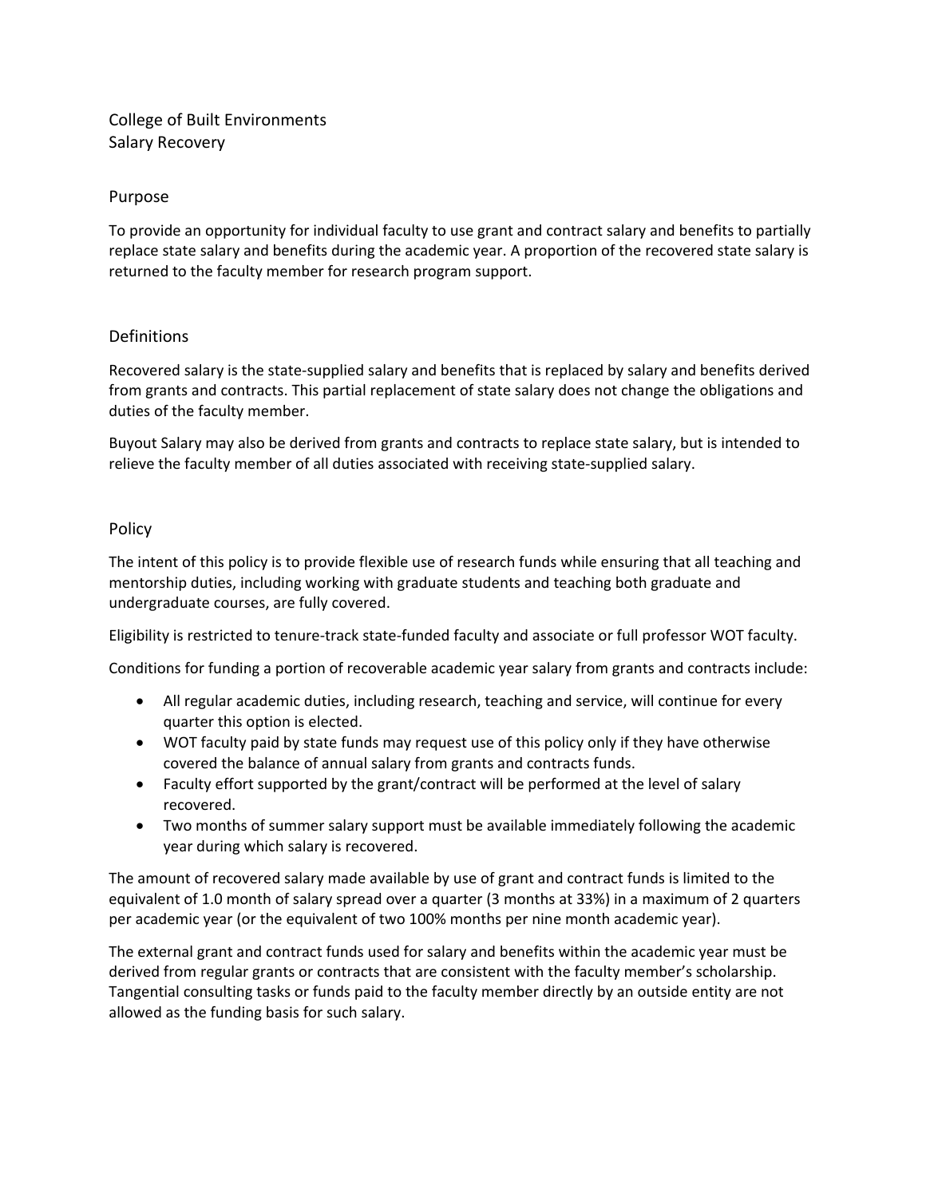# College of Built Environments
# Salary Recovery

## Purpose

To provide an opportunity for individual faculty to use grant and contract salary and benefits to partially replace state salary and benefits during the academic year. A proportion of the recovered state salary is returned to the faculty member for research program support.

## Definitions

Recovered salary is the state-supplied salary and benefits that is replaced by salary and benefits derived from grants and contracts. This partial replacement of state salary does not change the obligations and duties of the faculty member.

Buyout Salary may also be derived from grants and contracts to replace state salary, but is intended to relieve the faculty member of all duties associated with receiving state-supplied salary.

## Policy

The intent of this policy is to provide flexible use of research funds while ensuring that all teaching and mentorship duties, including working with graduate students and teaching both graduate and undergraduate courses, are fully covered.

Eligibility is restricted to tenure-track state-funded faculty and associate or full professor WOT faculty.

Conditions for funding a portion of recoverable academic year salary from grants and contracts include:

- All regular academic duties, including research, teaching and service, will continue for every quarter this option is elected.
- WOT faculty paid by state funds may request use of this policy only if they have otherwise covered the balance of annual salary from grants and contracts funds.
- Faculty effort supported by the grant/contract will be performed at the level of salary recovered.
- Two months of summer salary support must be available immediately following the academic year during which salary is recovered.

The amount of recovered salary made available by use of grant and contract funds is limited to the equivalent of 1.0 month of salary spread over a quarter (3 months at 33%) in a maximum of 2 quarters per academic year (or the equivalent of two 100% months per nine month academic year).

The external grant and contract funds used for salary and benefits within the academic year must be derived from regular grants or contracts that are consistent with the faculty member's scholarship. Tangential consulting tasks or funds paid to the faculty member directly by an outside entity are not allowed as the funding basis for such salary.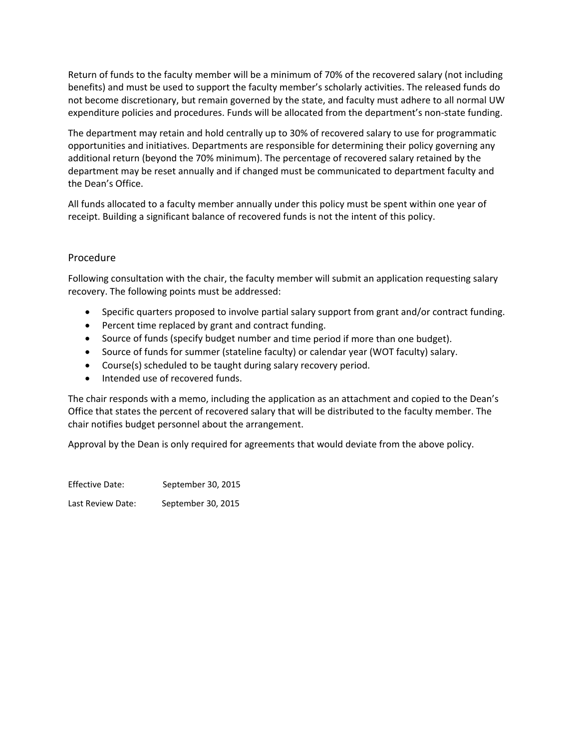Return of funds to the faculty member will be a minimum of 70% of the recovered salary (not including benefits) and must be used to support the faculty member's scholarly activities. The released funds do not become discretionary, but remain governed by the state, and faculty must adhere to all normal UW expenditure policies and procedures. Funds will be allocated from the department's non-state funding.

The department may retain and hold centrally up to 30% of recovered salary to use for programmatic opportunities and initiatives. Departments are responsible for determining their policy governing any additional return (beyond the 70% minimum). The percentage of recovered salary retained by the department may be reset annually and if changed must be communicated to department faculty and the Dean's Office.

All funds allocated to a faculty member annually under this policy must be spent within one year of receipt. Building a significant balance of recovered funds is not the intent of this policy.

## Procedure

Following consultation with the chair, the faculty member will submit an application requesting salary recovery. The following points must be addressed:

- Specific quarters proposed to involve partial salary support from grant and/or contract funding.
- Percent time replaced by grant and contract funding.
- Source of funds (specify budget number and time period if more than one budget).
- Source of funds for summer (stateline faculty) or calendar year (WOT faculty) salary.
- Course(s) scheduled to be taught during salary recovery period.
- Intended use of recovered funds.

The chair responds with a memo, including the application as an attachment and copied to the Dean's Office that states the percent of recovered salary that will be distributed to the faculty member. The chair notifies budget personnel about the arrangement.

Approval by the Dean is only required for agreements that would deviate from the above policy.

Effective Date: September 30, 2015

Last Review Date: September 30, 2015